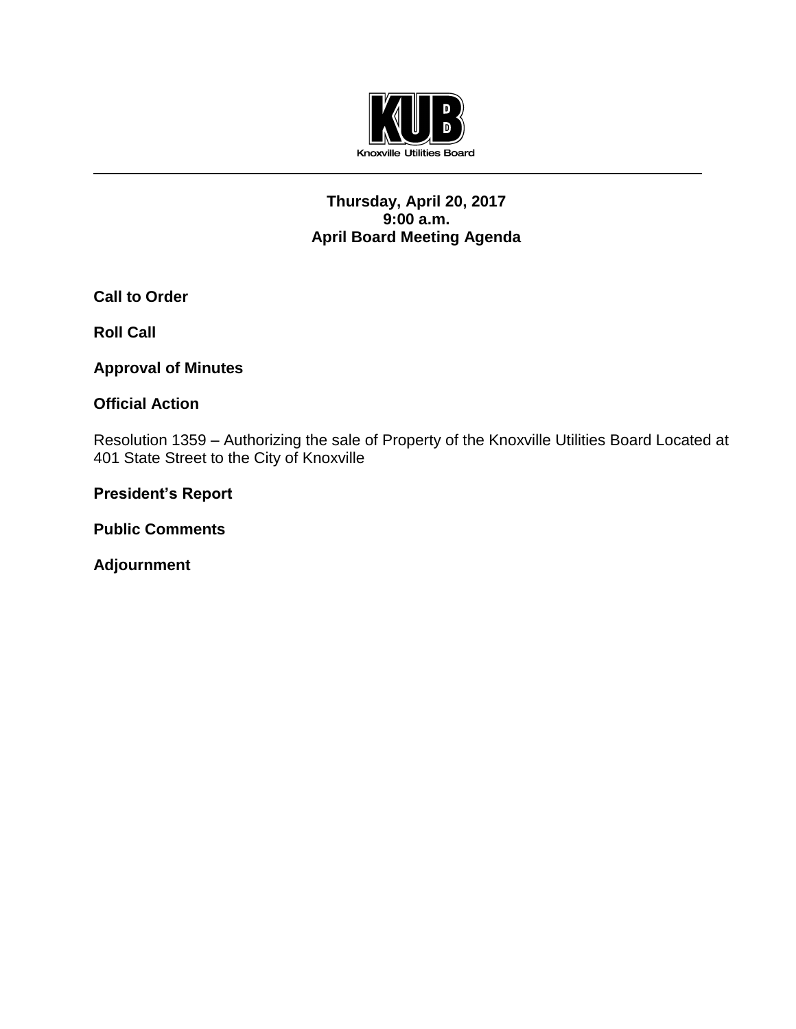KUB

Knoxville Utilities Board

---

**Thursday, April 20, 2017**
**9:00 a.m.**
**April Board Meeting Agenda**

**Call to Order**

**Roll Call**

**Approval of Minutes**

**Official Action**

Resolution 1359 – Authorizing the sale of Property of the Knoxville Utilities Board Located at 401 State Street to the City of Knoxville

**President's Report**

**Public Comments**

**Adjournment**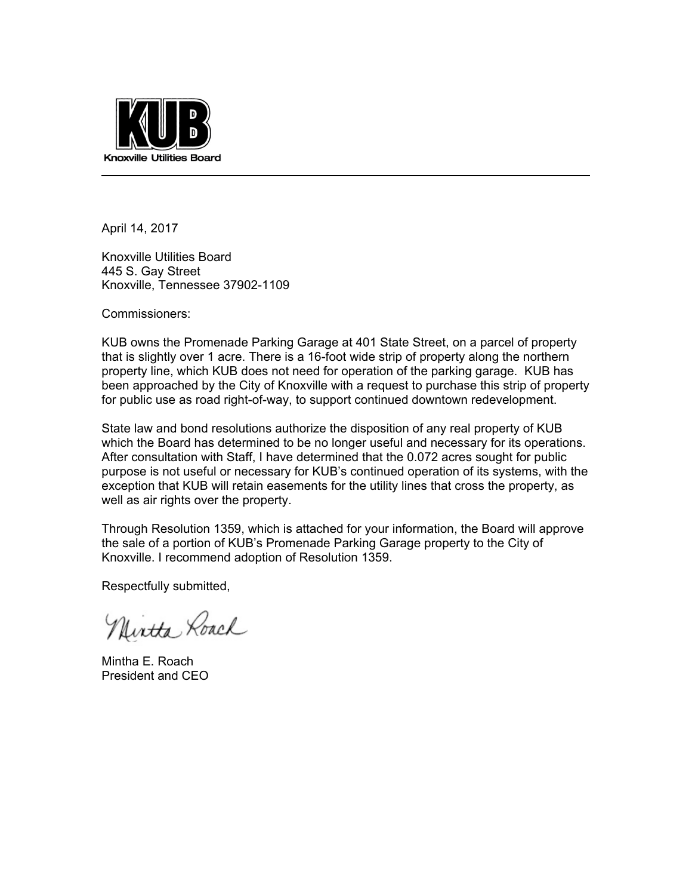**KUB**

Knoxville Utilities Board

---

April 14, 2017

Knoxville Utilities Board
445 S. Gay Street
Knoxville, Tennessee 37902-1109

Commissioners:

KUB owns the Promenade Parking Garage at 401 State Street, on a parcel of property that is slightly over 1 acre. There is a 16-foot wide strip of property along the northern property line, which KUB does not need for operation of the parking garage. KUB has been approached by the City of Knoxville with a request to purchase this strip of property for public use as road right-of-way, to support continued downtown redevelopment.

State law and bond resolutions authorize the disposition of any real property of KUB which the Board has determined to be no longer useful and necessary for its operations. After consultation with Staff, I have determined that the 0.072 acres sought for public purpose is not useful or necessary for KUB's continued operation of its systems, with the exception that KUB will retain easements for the utility lines that cross the property, as well as air rights over the property.

Through Resolution 1359, which is attached for your information, the Board will approve the sale of a portion of KUB's Promenade Parking Garage property to the City of Knoxville. I recommend adoption of Resolution 1359.

Respectfully submitted,

Mintha Roach

Mintha E. Roach
President and CEO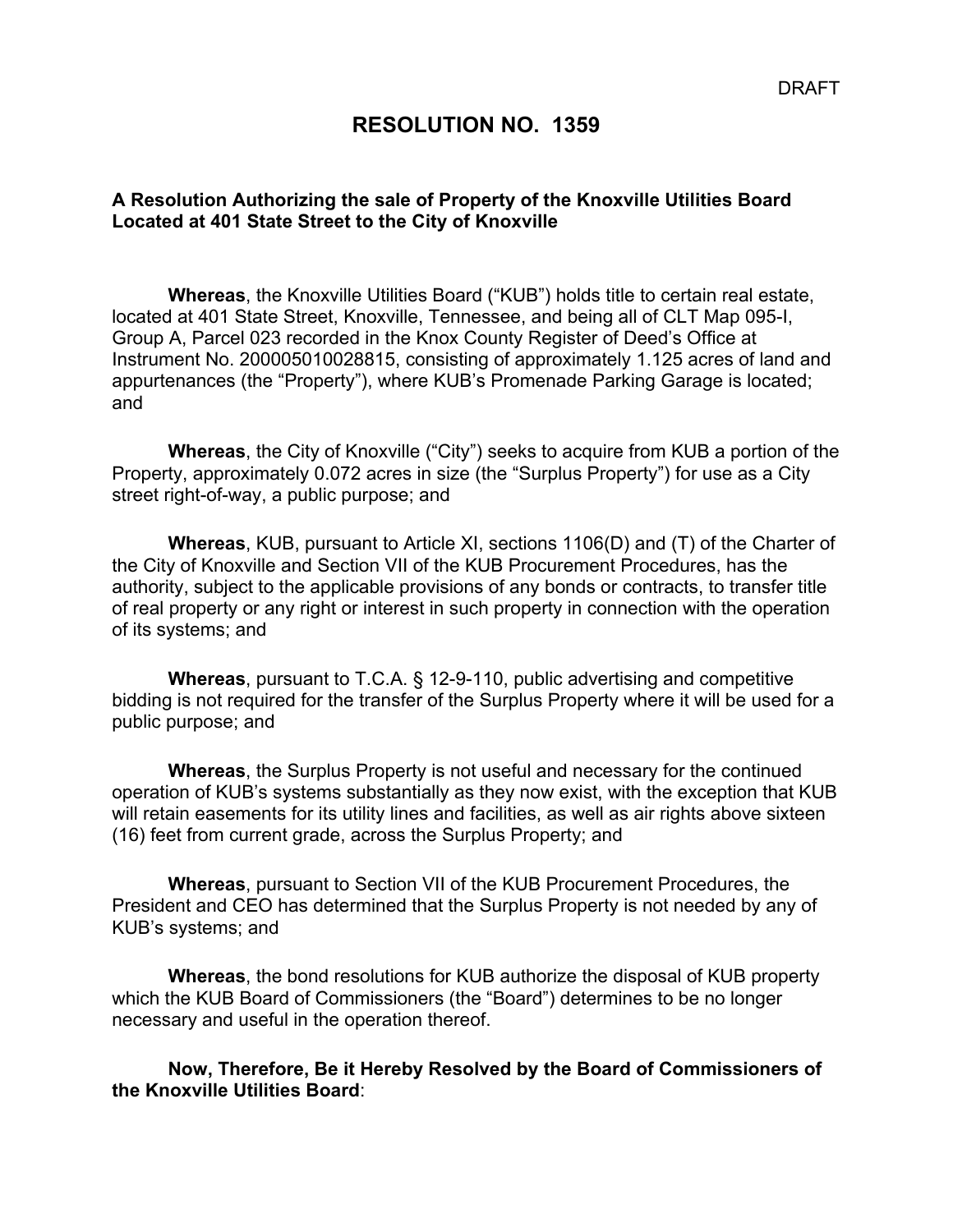DRAFT

# RESOLUTION NO. 1359

**A Resolution Authorizing the sale of Property of the Knoxville Utilities Board Located at 401 State Street to the City of Knoxville**

**Whereas**, the Knoxville Utilities Board ("KUB") holds title to certain real estate, located at 401 State Street, Knoxville, Tennessee, and being all of CLT Map 095-I, Group A, Parcel 023 recorded in the Knox County Register of Deed's Office at Instrument No. 200005010028815, consisting of approximately 1.125 acres of land and appurtenances (the "Property"), where KUB's Promenade Parking Garage is located; and

**Whereas**, the City of Knoxville ("City") seeks to acquire from KUB a portion of the Property, approximately 0.072 acres in size (the "Surplus Property") for use as a City street right-of-way, a public purpose; and

**Whereas**, KUB, pursuant to Article XI, sections 1106(D) and (T) of the Charter of the City of Knoxville and Section VII of the KUB Procurement Procedures, has the authority, subject to the applicable provisions of any bonds or contracts, to transfer title of real property or any right or interest in such property in connection with the operation of its systems; and

**Whereas**, pursuant to T.C.A. § 12-9-110, public advertising and competitive bidding is not required for the transfer of the Surplus Property where it will be used for a public purpose; and

**Whereas**, the Surplus Property is not useful and necessary for the continued operation of KUB's systems substantially as they now exist, with the exception that KUB will retain easements for its utility lines and facilities, as well as air rights above sixteen (16) feet from current grade, across the Surplus Property; and

**Whereas**, pursuant to Section VII of the KUB Procurement Procedures, the President and CEO has determined that the Surplus Property is not needed by any of KUB's systems; and

**Whereas**, the bond resolutions for KUB authorize the disposal of KUB property which the KUB Board of Commissioners (the "Board") determines to be no longer necessary and useful in the operation thereof.

**Now, Therefore, Be it Hereby Resolved by the Board of Commissioners of the Knoxville Utilities Board**: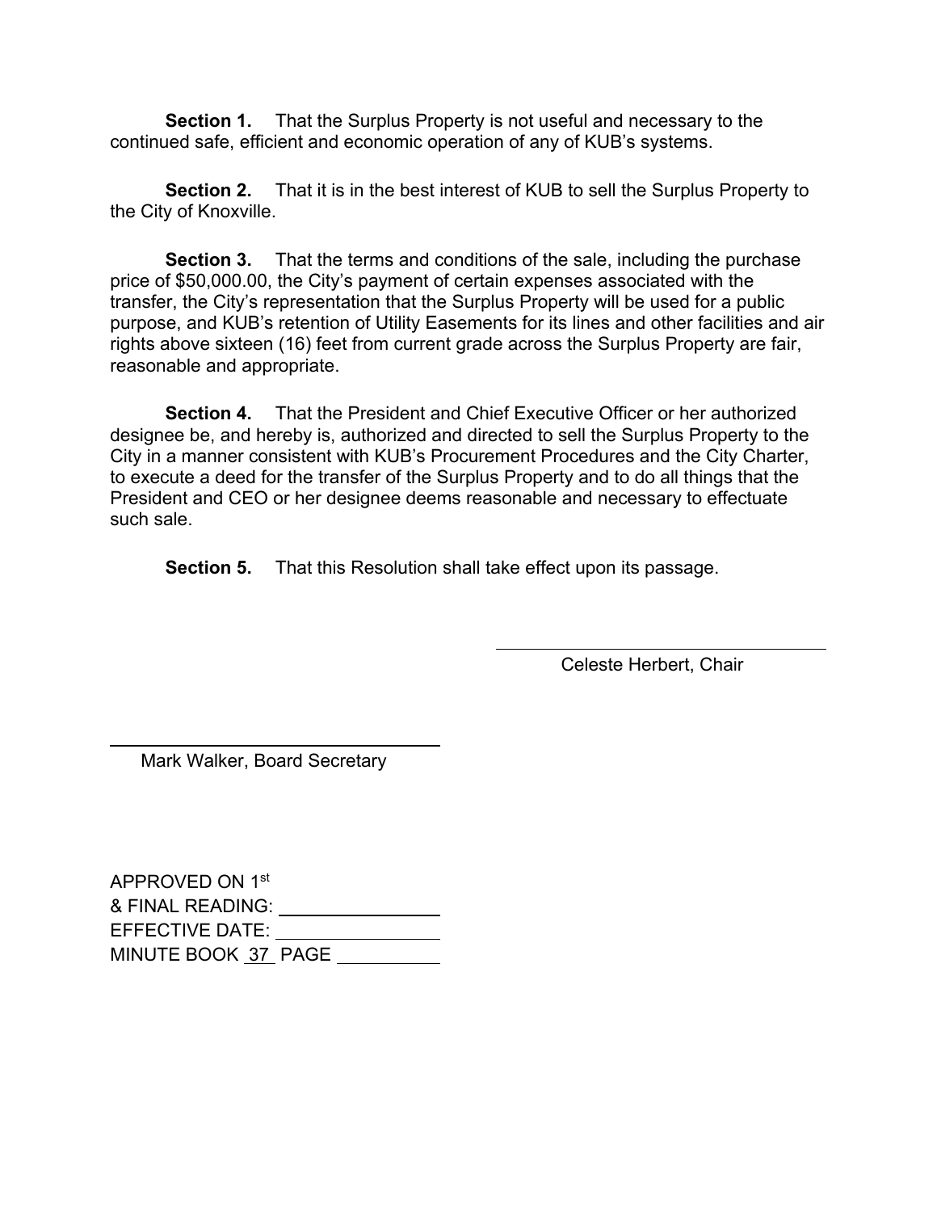**Section 1.** That the Surplus Property is not useful and necessary to the continued safe, efficient and economic operation of any of KUB's systems.

**Section 2.** That it is in the best interest of KUB to sell the Surplus Property to the City of Knoxville.

**Section 3.** That the terms and conditions of the sale, including the purchase price of $50,000.00, the City's payment of certain expenses associated with the transfer, the City's representation that the Surplus Property will be used for a public purpose, and KUB's retention of Utility Easements for its lines and other facilities and air rights above sixteen (16) feet from current grade across the Surplus Property are fair, reasonable and appropriate.

**Section 4.** That the President and Chief Executive Officer or her authorized designee be, and hereby is, authorized and directed to sell the Surplus Property to the City in a manner consistent with KUB's Procurement Procedures and the City Charter, to execute a deed for the transfer of the Surplus Property and to do all things that the President and CEO or her designee deems reasonable and necessary to effectuate such sale.

**Section 5.** That this Resolution shall take effect upon its passage.

\_\_\_\_\_\_\_\_\_\_\_\_\_\_\_\_\_\_\_\_\_\_\_\_\_\_\_\_\_\_\_\_
Celeste Herbert, Chair

\_\_\_\_\_\_\_\_\_\_\_\_\_\_\_\_\_\_\_\_\_\_\_\_\_\_\_\_\_\_\_\_
Mark Walker, Board Secretary

APPROVED ON 1st
& FINAL READING: \_\_\_\_\_\_\_\_\_\_\_\_\_\_\_\_
EFFECTIVE DATE: \_\_\_\_\_\_\_\_\_\_\_\_\_\_\_\_
MINUTE BOOK 37 PAGE \_\_\_\_\_\_\_\_\_\_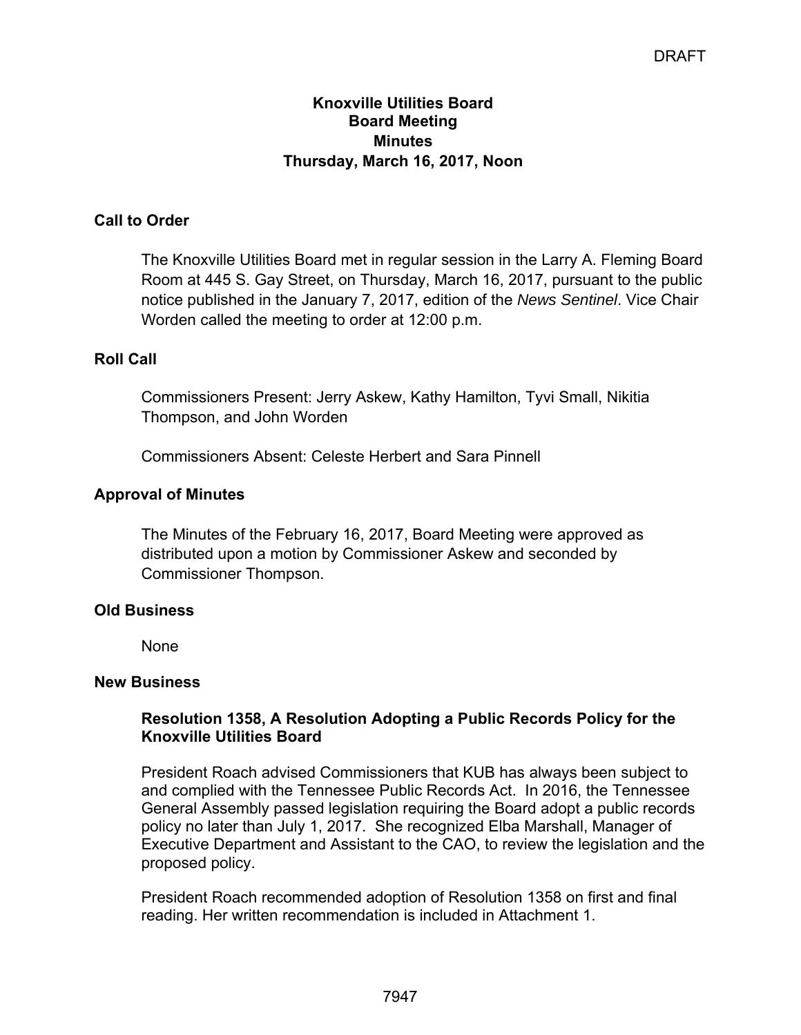DRAFT

**Knoxville Utilities Board**
**Board Meeting**
**Minutes**
**Thursday, March 16, 2017, Noon**

## Call to Order

The Knoxville Utilities Board met in regular session in the Larry A. Fleming Board Room at 445 S. Gay Street, on Thursday, March 16, 2017, pursuant to the public notice published in the January 7, 2017, edition of the *News Sentinel*. Vice Chair Worden called the meeting to order at 12:00 p.m.

## Roll Call

Commissioners Present: Jerry Askew, Kathy Hamilton, Tyvi Small, Nikitia Thompson, and John Worden

Commissioners Absent: Celeste Herbert and Sara Pinnell

## Approval of Minutes

The Minutes of the February 16, 2017, Board Meeting were approved as distributed upon a motion by Commissioner Askew and seconded by Commissioner Thompson.

## Old Business

None

## New Business

### Resolution 1358, A Resolution Adopting a Public Records Policy for the Knoxville Utilities Board

President Roach advised Commissioners that KUB has always been subject to and complied with the Tennessee Public Records Act. In 2016, the Tennessee General Assembly passed legislation requiring the Board adopt a public records policy no later than July 1, 2017. She recognized Elba Marshall, Manager of Executive Department and Assistant to the CAO, to review the legislation and the proposed policy.

President Roach recommended adoption of Resolution 1358 on first and final reading. Her written recommendation is included in Attachment 1.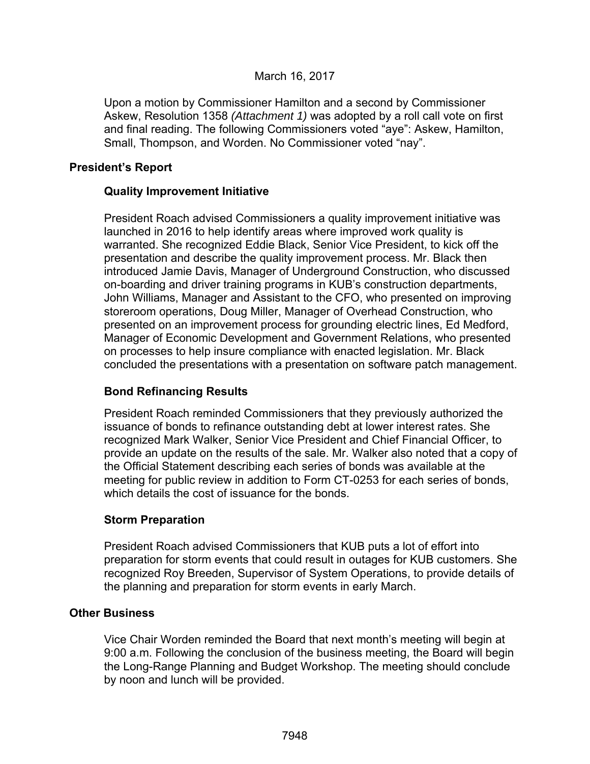March 16, 2017

Upon a motion by Commissioner Hamilton and a second by Commissioner Askew, Resolution 1358 *(Attachment 1)* was adopted by a roll call vote on first and final reading. The following Commissioners voted "aye": Askew, Hamilton, Small, Thompson, and Worden. No Commissioner voted "nay".

## President's Report

### Quality Improvement Initiative

President Roach advised Commissioners a quality improvement initiative was launched in 2016 to help identify areas where improved work quality is warranted. She recognized Eddie Black, Senior Vice President, to kick off the presentation and describe the quality improvement process. Mr. Black then introduced Jamie Davis, Manager of Underground Construction, who discussed on-boarding and driver training programs in KUB's construction departments, John Williams, Manager and Assistant to the CFO, who presented on improving storeroom operations, Doug Miller, Manager of Overhead Construction, who presented on an improvement process for grounding electric lines, Ed Medford, Manager of Economic Development and Government Relations, who presented on processes to help insure compliance with enacted legislation. Mr. Black concluded the presentations with a presentation on software patch management.

### Bond Refinancing Results

President Roach reminded Commissioners that they previously authorized the issuance of bonds to refinance outstanding debt at lower interest rates. She recognized Mark Walker, Senior Vice President and Chief Financial Officer, to provide an update on the results of the sale. Mr. Walker also noted that a copy of the Official Statement describing each series of bonds was available at the meeting for public review in addition to Form CT-0253 for each series of bonds, which details the cost of issuance for the bonds.

### Storm Preparation

President Roach advised Commissioners that KUB puts a lot of effort into preparation for storm events that could result in outages for KUB customers. She recognized Roy Breeden, Supervisor of System Operations, to provide details of the planning and preparation for storm events in early March.

## Other Business

Vice Chair Worden reminded the Board that next month's meeting will begin at 9:00 a.m. Following the conclusion of the business meeting, the Board will begin the Long-Range Planning and Budget Workshop. The meeting should conclude by noon and lunch will be provided.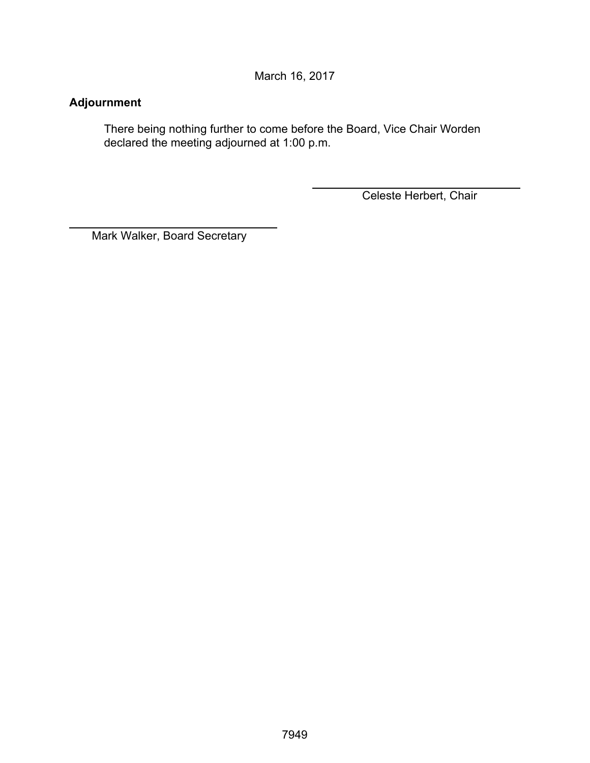March 16, 2017

**Adjournment**

There being nothing further to come before the Board, Vice Chair Worden declared the meeting adjourned at 1:00 p.m.

Celeste Herbert, Chair

Mark Walker, Board Secretary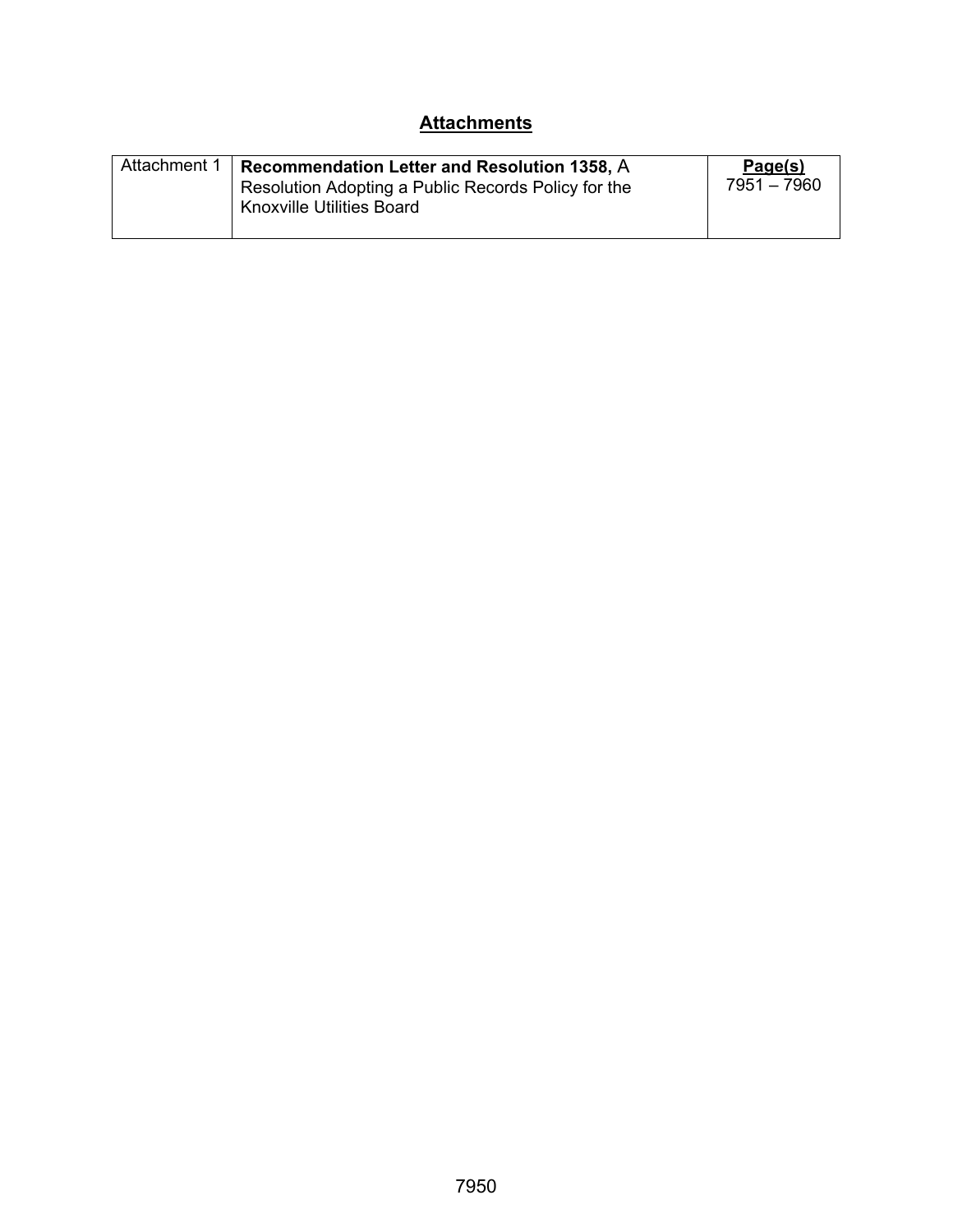## Attachments

| Attachment 1 | **Recommendation Letter and Resolution 1358,** A Resolution Adopting a Public Records Policy for the Knoxville Utilities Board | **Page(s)** 7951 – 7960 |
|---|---|---|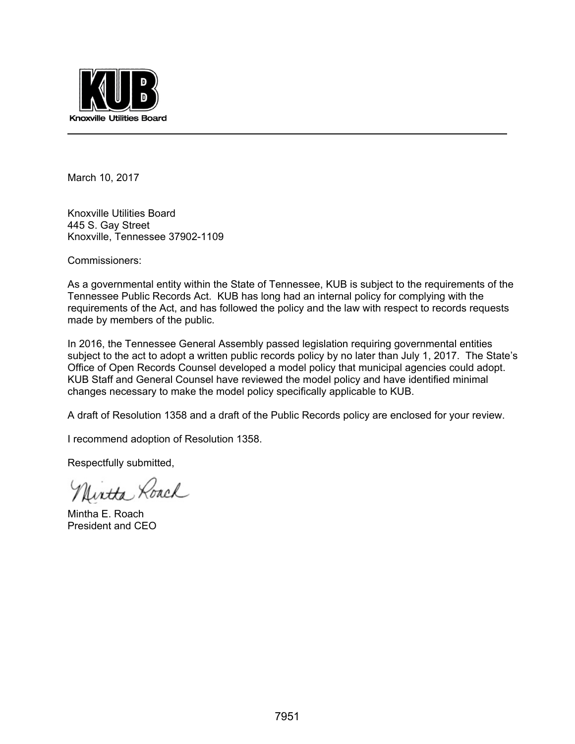**KUB**
Knoxville Utilities Board

March 10, 2017

Knoxville Utilities Board
445 S. Gay Street
Knoxville, Tennessee 37902-1109

Commissioners:

As a governmental entity within the State of Tennessee, KUB is subject to the requirements of the Tennessee Public Records Act. KUB has long had an internal policy for complying with the requirements of the Act, and has followed the policy and the law with respect to records requests made by members of the public.

In 2016, the Tennessee General Assembly passed legislation requiring governmental entities subject to the act to adopt a written public records policy by no later than July 1, 2017. The State's Office of Open Records Counsel developed a model policy that municipal agencies could adopt. KUB Staff and General Counsel have reviewed the model policy and have identified minimal changes necessary to make the model policy specifically applicable to KUB.

A draft of Resolution 1358 and a draft of the Public Records policy are enclosed for your review.

I recommend adoption of Resolution 1358.

Respectfully submitted,

Mintha Roach

Mintha E. Roach
President and CEO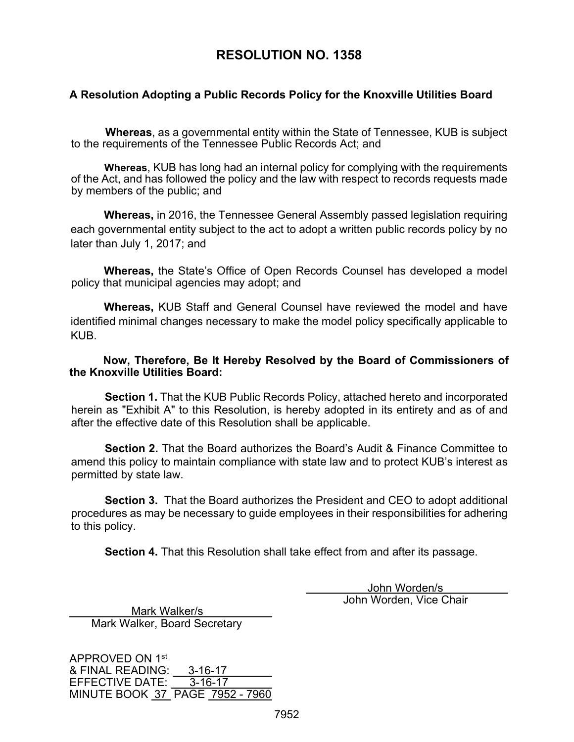# RESOLUTION NO. 1358

### A Resolution Adopting a Public Records Policy for the Knoxville Utilities Board

**Whereas**, as a governmental entity within the State of Tennessee, KUB is subject to the requirements of the Tennessee Public Records Act; and

**Whereas**, KUB has long had an internal policy for complying with the requirements of the Act, and has followed the policy and the law with respect to records requests made by members of the public; and

**Whereas,** in 2016, the Tennessee General Assembly passed legislation requiring each governmental entity subject to the act to adopt a written public records policy by no later than July 1, 2017; and

**Whereas,** the State's Office of Open Records Counsel has developed a model policy that municipal agencies may adopt; and

**Whereas,** KUB Staff and General Counsel have reviewed the model and have identified minimal changes necessary to make the model policy specifically applicable to KUB.

**Now, Therefore, Be It Hereby Resolved by the Board of Commissioners of the Knoxville Utilities Board:**

**Section 1.** That the KUB Public Records Policy, attached hereto and incorporated herein as "Exhibit A" to this Resolution, is hereby adopted in its entirety and as of and after the effective date of this Resolution shall be applicable.

**Section 2.** That the Board authorizes the Board's Audit & Finance Committee to amend this policy to maintain compliance with state law and to protect KUB's interest as permitted by state law.

**Section 3.** That the Board authorizes the President and CEO to adopt additional procedures as may be necessary to guide employees in their responsibilities for adhering to this policy.

**Section 4.** That this Resolution shall take effect from and after its passage.

John Worden/s
John Worden, Vice Chair

Mark Walker/s
Mark Walker, Board Secretary

APPROVED ON 1st
& FINAL READING: 3-16-17
EFFECTIVE DATE: 3-16-17
MINUTE BOOK 37 PAGE 7952 - 7960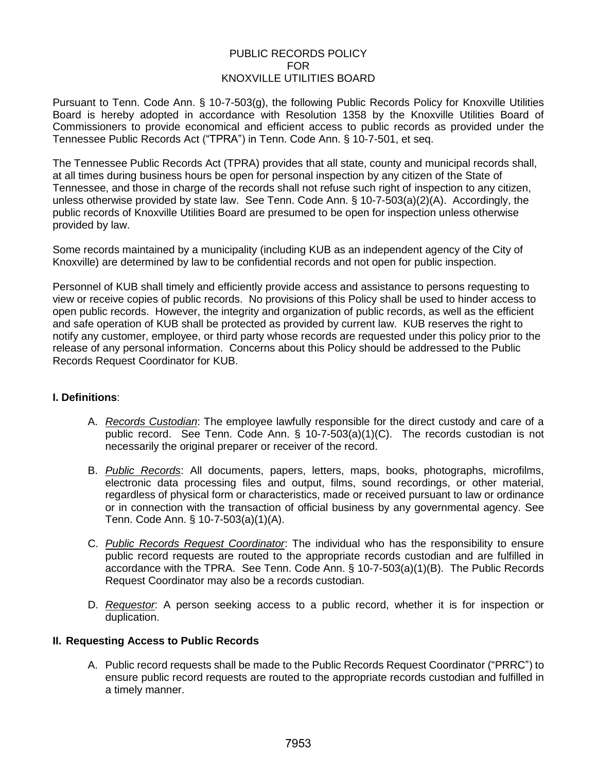# PUBLIC RECORDS POLICY
# FOR
# KNOXVILLE UTILITIES BOARD

Pursuant to Tenn. Code Ann. § 10-7-503(g), the following Public Records Policy for Knoxville Utilities Board is hereby adopted in accordance with Resolution 1358 by the Knoxville Utilities Board of Commissioners to provide economical and efficient access to public records as provided under the Tennessee Public Records Act ("TPRA") in Tenn. Code Ann. § 10-7-501, et seq.

The Tennessee Public Records Act (TPRA) provides that all state, county and municipal records shall, at all times during business hours be open for personal inspection by any citizen of the State of Tennessee, and those in charge of the records shall not refuse such right of inspection to any citizen, unless otherwise provided by state law. See Tenn. Code Ann. § 10-7-503(a)(2)(A). Accordingly, the public records of Knoxville Utilities Board are presumed to be open for inspection unless otherwise provided by law.

Some records maintained by a municipality (including KUB as an independent agency of the City of Knoxville) are determined by law to be confidential records and not open for public inspection.

Personnel of KUB shall timely and efficiently provide access and assistance to persons requesting to view or receive copies of public records. No provisions of this Policy shall be used to hinder access to open public records. However, the integrity and organization of public records, as well as the efficient and safe operation of KUB shall be protected as provided by current law. KUB reserves the right to notify any customer, employee, or third party whose records are requested under this policy prior to the release of any personal information. Concerns about this Policy should be addressed to the Public Records Request Coordinator for KUB.

## I. Definitions:

A. *Records Custodian*: The employee lawfully responsible for the direct custody and care of a public record. See Tenn. Code Ann. § 10-7-503(a)(1)(C). The records custodian is not necessarily the original preparer or receiver of the record.

B. *Public Records*: All documents, papers, letters, maps, books, photographs, microfilms, electronic data processing files and output, films, sound recordings, or other material, regardless of physical form or characteristics, made or received pursuant to law or ordinance or in connection with the transaction of official business by any governmental agency. See Tenn. Code Ann. § 10-7-503(a)(1)(A).

C. *Public Records Request Coordinator*: The individual who has the responsibility to ensure public record requests are routed to the appropriate records custodian and are fulfilled in accordance with the TPRA. See Tenn. Code Ann. § 10-7-503(a)(1)(B). The Public Records Request Coordinator may also be a records custodian.

D. *Requestor*: A person seeking access to a public record, whether it is for inspection or duplication.

## II. Requesting Access to Public Records

A. Public record requests shall be made to the Public Records Request Coordinator ("PRRC") to ensure public record requests are routed to the appropriate records custodian and fulfilled in a timely manner.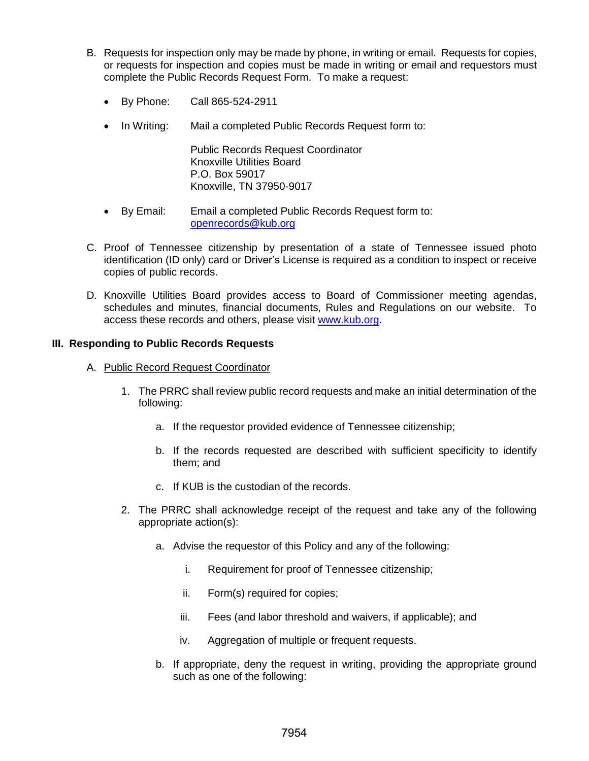B. Requests for inspection only may be made by phone, in writing or email. Requests for copies, or requests for inspection and copies must be made in writing or email and requestors must complete the Public Records Request Form. To make a request:

- By Phone: Call 865-524-2911

- In Writing: Mail a completed Public Records Request form to:

  Public Records Request Coordinator
  Knoxville Utilities Board
  P.O. Box 59017
  Knoxville, TN 37950-9017

- By Email: Email a completed Public Records Request form to: openrecords@kub.org

C. Proof of Tennessee citizenship by presentation of a state of Tennessee issued photo identification (ID only) card or Driver's License is required as a condition to inspect or receive copies of public records.

D. Knoxville Utilities Board provides access to Board of Commissioner meeting agendas, schedules and minutes, financial documents, Rules and Regulations on our website. To access these records and others, please visit www.kub.org.

## III. Responding to Public Records Requests

A. Public Record Request Coordinator

1. The PRRC shall review public record requests and make an initial determination of the following:

   a. If the requestor provided evidence of Tennessee citizenship;

   b. If the records requested are described with sufficient specificity to identify them; and

   c. If KUB is the custodian of the records.

2. The PRRC shall acknowledge receipt of the request and take any of the following appropriate action(s):

   a. Advise the requestor of this Policy and any of the following:

      i. Requirement for proof of Tennessee citizenship;

      ii. Form(s) required for copies;

      iii. Fees (and labor threshold and waivers, if applicable); and

      iv. Aggregation of multiple or frequent requests.

   b. If appropriate, deny the request in writing, providing the appropriate ground such as one of the following: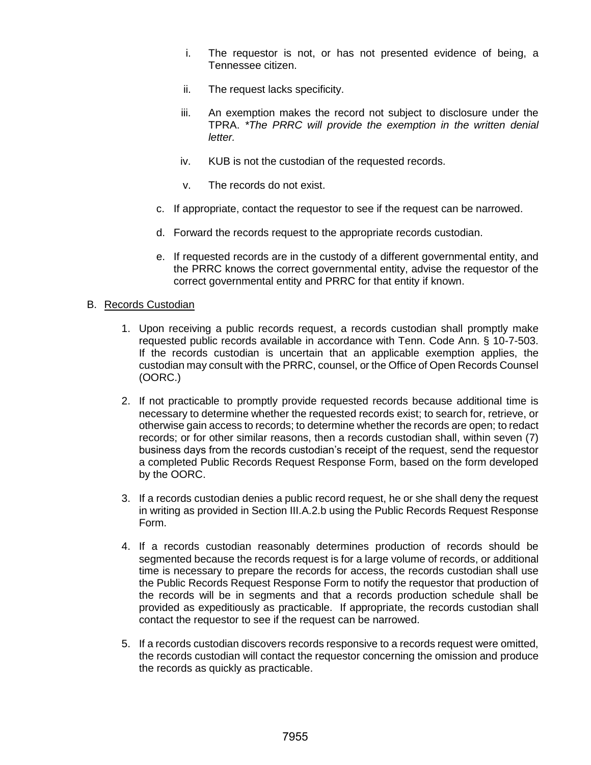i. The requestor is not, or has not presented evidence of being, a Tennessee citizen.

ii. The request lacks specificity.

iii. An exemption makes the record not subject to disclosure under the TPRA. **The PRRC will provide the exemption in the written denial letter.*

iv. KUB is not the custodian of the requested records.

v. The records do not exist.

c. If appropriate, contact the requestor to see if the request can be narrowed.

d. Forward the records request to the appropriate records custodian.

e. If requested records are in the custody of a different governmental entity, and the PRRC knows the correct governmental entity, advise the requestor of the correct governmental entity and PRRC for that entity if known.

B. <u>Records Custodian</u>

1. Upon receiving a public records request, a records custodian shall promptly make requested public records available in accordance with Tenn. Code Ann. § 10-7-503. If the records custodian is uncertain that an applicable exemption applies, the custodian may consult with the PRRC, counsel, or the Office of Open Records Counsel (OORC.)

2. If not practicable to promptly provide requested records because additional time is necessary to determine whether the requested records exist; to search for, retrieve, or otherwise gain access to records; to determine whether the records are open; to redact records; or for other similar reasons, then a records custodian shall, within seven (7) business days from the records custodian's receipt of the request, send the requestor a completed Public Records Request Response Form, based on the form developed by the OORC.

3. If a records custodian denies a public record request, he or she shall deny the request in writing as provided in Section III.A.2.b using the Public Records Request Response Form.

4. If a records custodian reasonably determines production of records should be segmented because the records request is for a large volume of records, or additional time is necessary to prepare the records for access, the records custodian shall use the Public Records Request Response Form to notify the requestor that production of the records will be in segments and that a records production schedule shall be provided as expeditiously as practicable. If appropriate, the records custodian shall contact the requestor to see if the request can be narrowed.

5. If a records custodian discovers records responsive to a records request were omitted, the records custodian will contact the requestor concerning the omission and produce the records as quickly as practicable.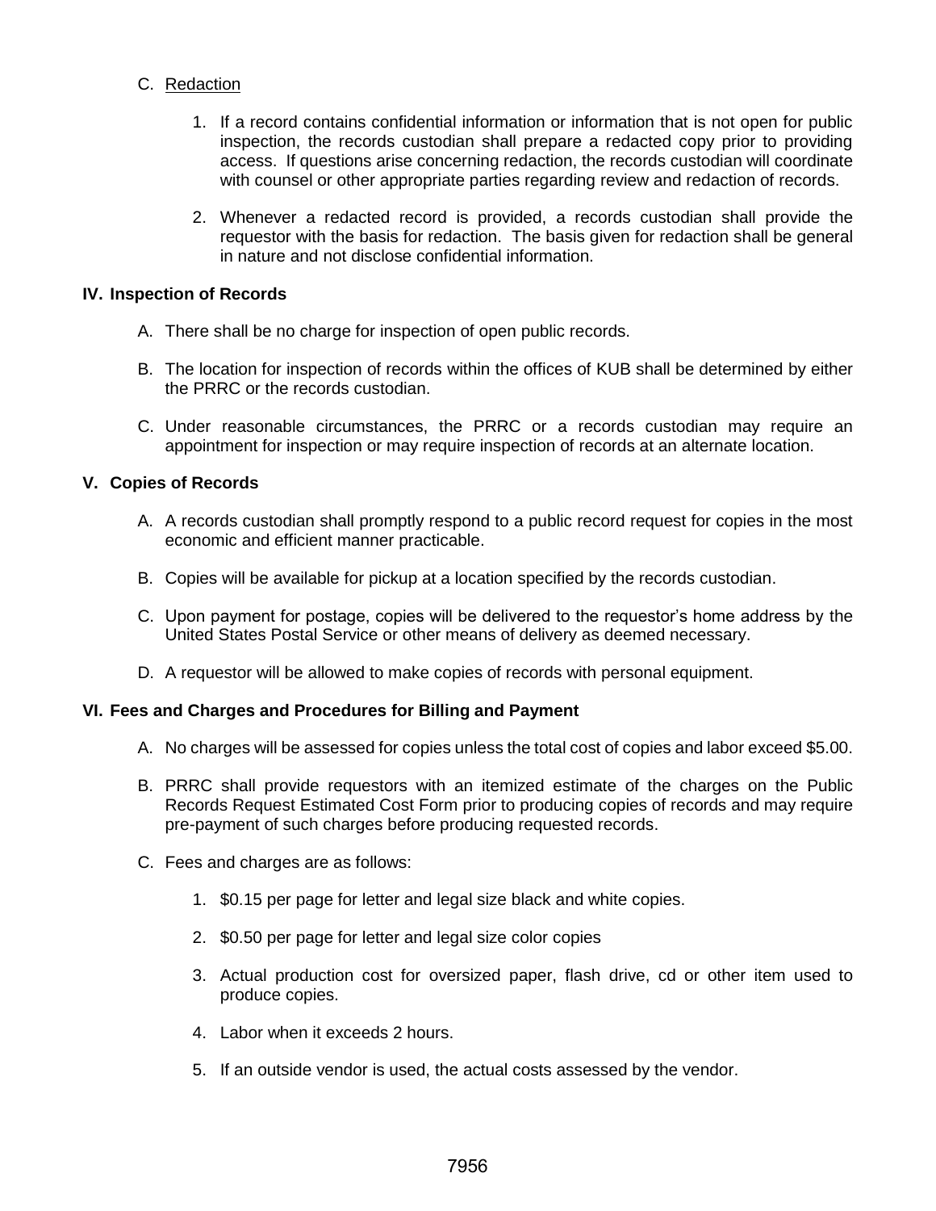C. <u>Redaction</u>

1. If a record contains confidential information or information that is not open for public inspection, the records custodian shall prepare a redacted copy prior to providing access. If questions arise concerning redaction, the records custodian will coordinate with counsel or other appropriate parties regarding review and redaction of records.

2. Whenever a redacted record is provided, a records custodian shall provide the requestor with the basis for redaction. The basis given for redaction shall be general in nature and not disclose confidential information.

## IV. Inspection of Records

A. There shall be no charge for inspection of open public records.

B. The location for inspection of records within the offices of KUB shall be determined by either the PRRC or the records custodian.

C. Under reasonable circumstances, the PRRC or a records custodian may require an appointment for inspection or may require inspection of records at an alternate location.

## V. Copies of Records

A. A records custodian shall promptly respond to a public record request for copies in the most economic and efficient manner practicable.

B. Copies will be available for pickup at a location specified by the records custodian.

C. Upon payment for postage, copies will be delivered to the requestor's home address by the United States Postal Service or other means of delivery as deemed necessary.

D. A requestor will be allowed to make copies of records with personal equipment.

## VI. Fees and Charges and Procedures for Billing and Payment

A. No charges will be assessed for copies unless the total cost of copies and labor exceed $5.00.

B. PRRC shall provide requestors with an itemized estimate of the charges on the Public Records Request Estimated Cost Form prior to producing copies of records and may require pre-payment of such charges before producing requested records.

C. Fees and charges are as follows:

1. $0.15 per page for letter and legal size black and white copies.

2. $0.50 per page for letter and legal size color copies

3. Actual production cost for oversized paper, flash drive, cd or other item used to produce copies.

4. Labor when it exceeds 2 hours.

5. If an outside vendor is used, the actual costs assessed by the vendor.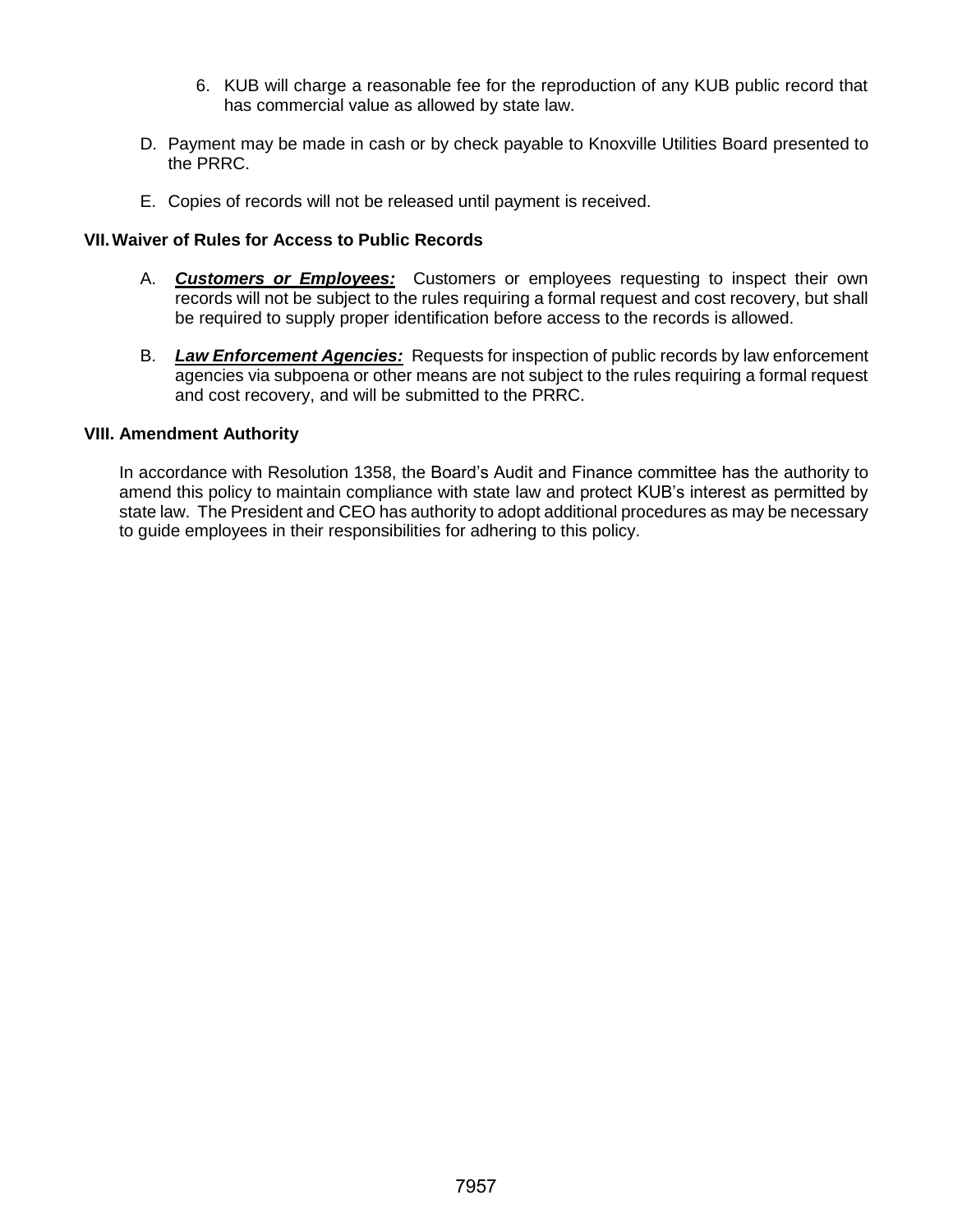6. KUB will charge a reasonable fee for the reproduction of any KUB public record that has commercial value as allowed by state law.

D. Payment may be made in cash or by check payable to Knoxville Utilities Board presented to the PRRC.

E. Copies of records will not be released until payment is received.

## VII. Waiver of Rules for Access to Public Records

A. ***Customers or Employees:*** Customers or employees requesting to inspect their own records will not be subject to the rules requiring a formal request and cost recovery, but shall be required to supply proper identification before access to the records is allowed.

B. ***Law Enforcement Agencies:*** Requests for inspection of public records by law enforcement agencies via subpoena or other means are not subject to the rules requiring a formal request and cost recovery, and will be submitted to the PRRC.

## VIII. Amendment Authority

In accordance with Resolution 1358, the Board's Audit and Finance committee has the authority to amend this policy to maintain compliance with state law and protect KUB's interest as permitted by state law. The President and CEO has authority to adopt additional procedures as may be necessary to guide employees in their responsibilities for adhering to this policy.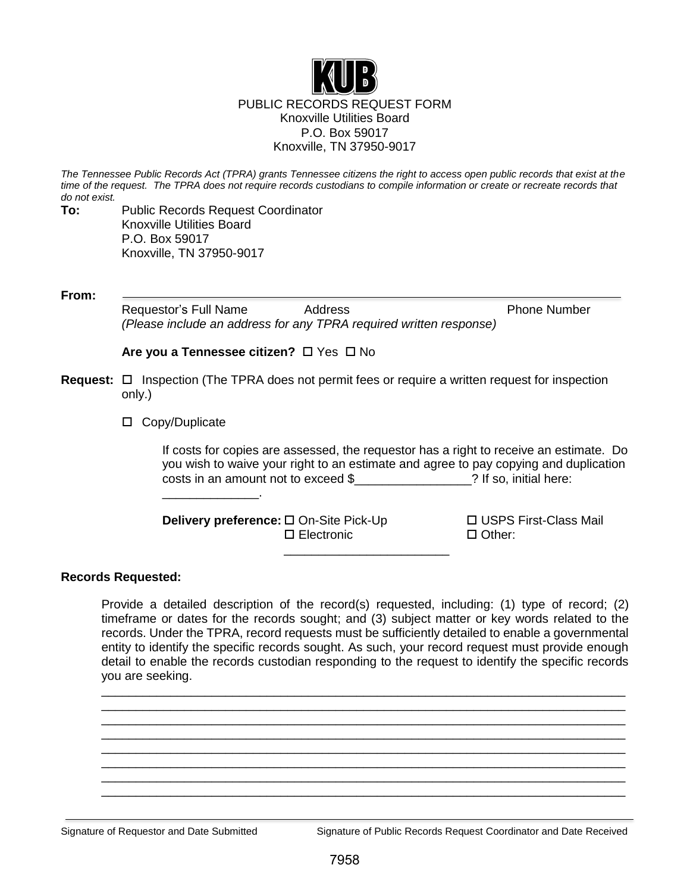KUB

PUBLIC RECORDS REQUEST FORM
Knoxville Utilities Board
P.O. Box 59017
Knoxville, TN 37950-9017

*The Tennessee Public Records Act (TPRA) grants Tennessee citizens the right to access open public records that exist at the time of the request. The TPRA does not require records custodians to compile information or create or recreate records that do not exist.*

**To:** Public Records Request Coordinator
Knoxville Utilities Board
P.O. Box 59017
Knoxville, TN 37950-9017

**From:** ______________________________________________________________________

Requestor's Full Name   Address   Phone Number
*(Please include an address for any TPRA required written response)*

**Are you a Tennessee citizen?** ☐ Yes ☐ No

**Request:** ☐ Inspection (The TPRA does not permit fees or require a written request for inspection only.)

☐ Copy/Duplicate

If costs for copies are assessed, the requestor has a right to receive an estimate. Do you wish to waive your right to an estimate and agree to pay copying and duplication costs in an amount not to exceed $_________________? If so, initial here: ______________.

**Delivery preference:** ☐ On-Site Pick-Up ☐ USPS First-Class Mail ☐ Electronic ☐ Other: ________________________

**Records Requested:**

Provide a detailed description of the record(s) requested, including: (1) type of record; (2) timeframe or dates for the records sought; and (3) subject matter or key words related to the records. Under the TPRA, record requests must be sufficiently detailed to enable a governmental entity to identify the specific records sought. As such, your record request must provide enough detail to enable the records custodian responding to the request to identify the specific records you are seeking.

______________________________________________________________________
______________________________________________________________________
______________________________________________________________________
______________________________________________________________________
______________________________________________________________________
______________________________________________________________________
______________________________________________________________________
______________________________________________________________________

Signature of Requestor and Date Submitted   Signature of Public Records Request Coordinator and Date Received

7958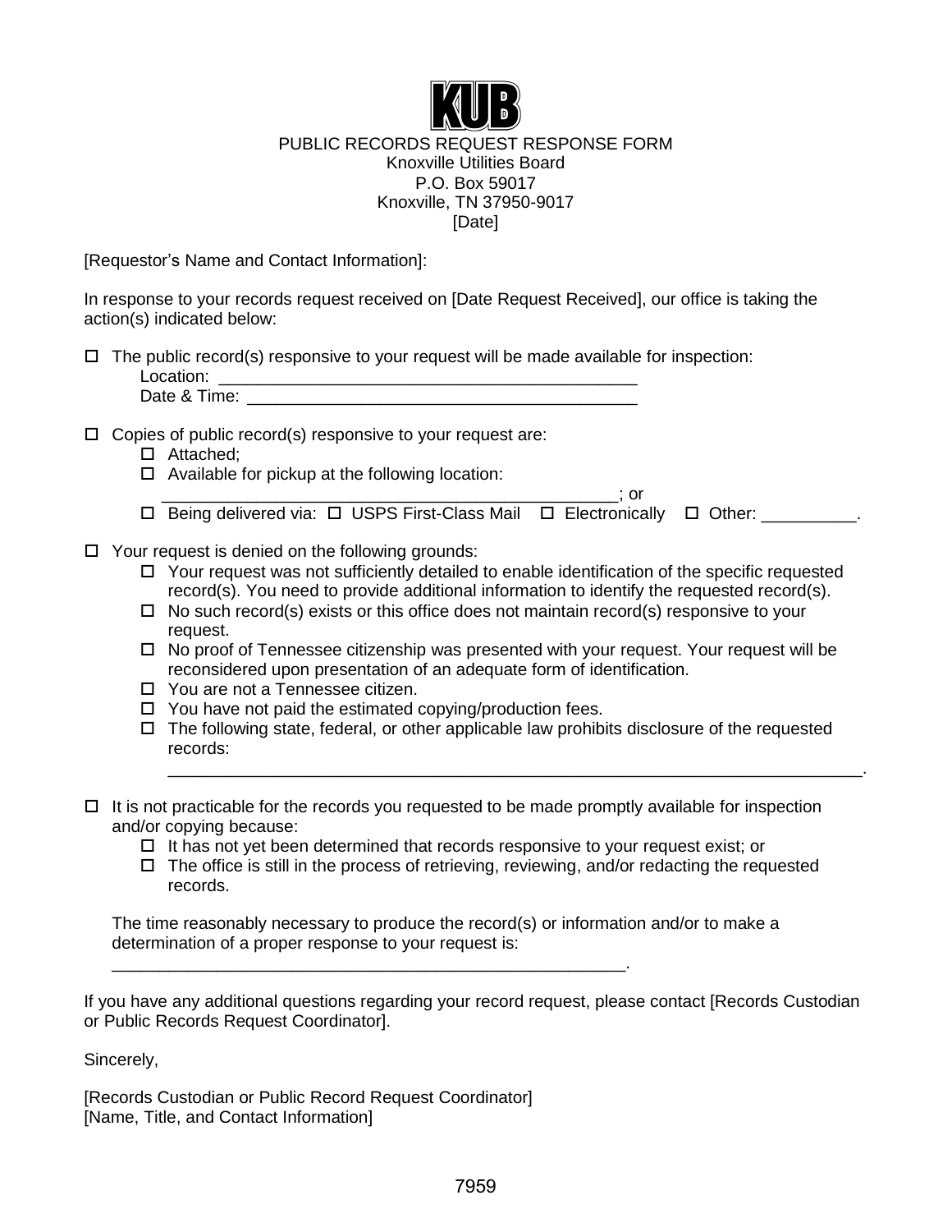KUB

PUBLIC RECORDS REQUEST RESPONSE FORM
Knoxville Utilities Board
P.O. Box 59017
Knoxville, TN 37950-9017
[Date]

[Requestor's Name and Contact Information]:

In response to your records request received on [Date Request Received], our office is taking the action(s) indicated below:

- ☐ The public record(s) responsive to your request will be made available for inspection:
  Location: ____________________________________________
  Date & Time: _________________________________________

- ☐ Copies of public record(s) responsive to your request are:
  - ☐ Attached;
  - ☐ Available for pickup at the following location:
    _________________________________________________; or
  - ☐ Being delivered via: ☐ USPS First-Class Mail ☐ Electronically ☐ Other: __________.

- ☐ Your request is denied on the following grounds:
  - ☐ Your request was not sufficiently detailed to enable identification of the specific requested record(s). You need to provide additional information to identify the requested record(s).
  - ☐ No such record(s) exists or this office does not maintain record(s) responsive to your request.
  - ☐ No proof of Tennessee citizenship was presented with your request. Your request will be reconsidered upon presentation of an adequate form of identification.
  - ☐ You are not a Tennessee citizen.
  - ☐ You have not paid the estimated copying/production fees.
  - ☐ The following state, federal, or other applicable law prohibits disclosure of the requested records:
    ___________________________________________________________________________.

- ☐ It is not practicable for the records you requested to be made promptly available for inspection and/or copying because:
  - ☐ It has not yet been determined that records responsive to your request exist; or
  - ☐ The office is still in the process of retrieving, reviewing, and/or redacting the requested records.

  The time reasonably necessary to produce the record(s) or information and/or to make a determination of a proper response to your request is:
  _______________________________________________________.

If you have any additional questions regarding your record request, please contact [Records Custodian or Public Records Request Coordinator].

Sincerely,

[Records Custodian or Public Record Request Coordinator]
[Name, Title, and Contact Information]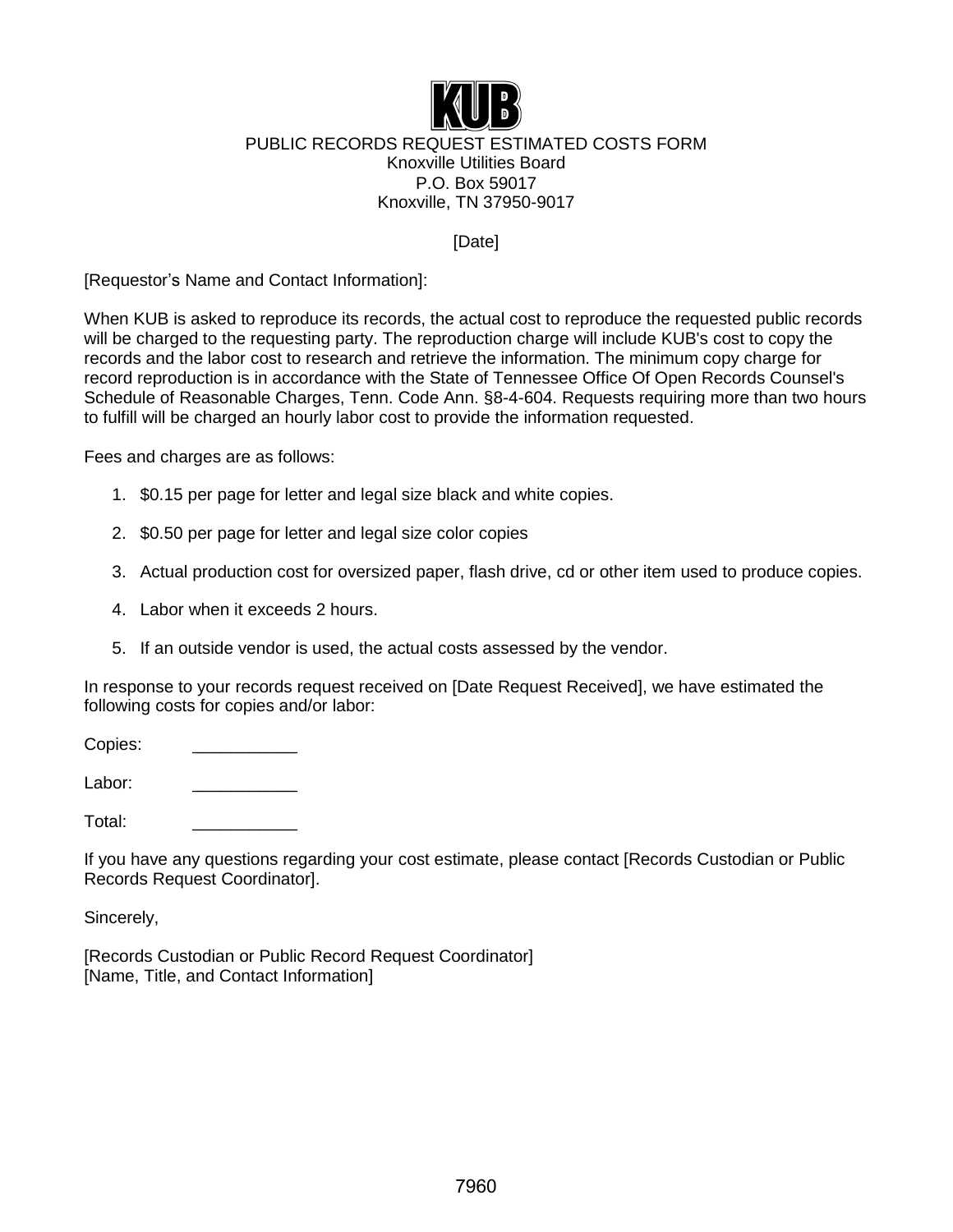KUB

PUBLIC RECORDS REQUEST ESTIMATED COSTS FORM
Knoxville Utilities Board
P.O. Box 59017
Knoxville, TN 37950-9017

[Date]

[Requestor's Name and Contact Information]:

When KUB is asked to reproduce its records, the actual cost to reproduce the requested public records will be charged to the requesting party. The reproduction charge will include KUB's cost to copy the records and the labor cost to research and retrieve the information. The minimum copy charge for record reproduction is in accordance with the State of Tennessee Office Of Open Records Counsel's Schedule of Reasonable Charges, Tenn. Code Ann. §8-4-604. Requests requiring more than two hours to fulfill will be charged an hourly labor cost to provide the information requested.

Fees and charges are as follows:

1. $0.15 per page for letter and legal size black and white copies.
2. $0.50 per page for letter and legal size color copies
3. Actual production cost for oversized paper, flash drive, cd or other item used to produce copies.
4. Labor when it exceeds 2 hours.
5. If an outside vendor is used, the actual costs assessed by the vendor.

In response to your records request received on [Date Request Received], we have estimated the following costs for copies and/or labor:

Copies: ___________

Labor: ___________

Total: ___________

If you have any questions regarding your cost estimate, please contact [Records Custodian or Public Records Request Coordinator].

Sincerely,

[Records Custodian or Public Record Request Coordinator]
[Name, Title, and Contact Information]

7960